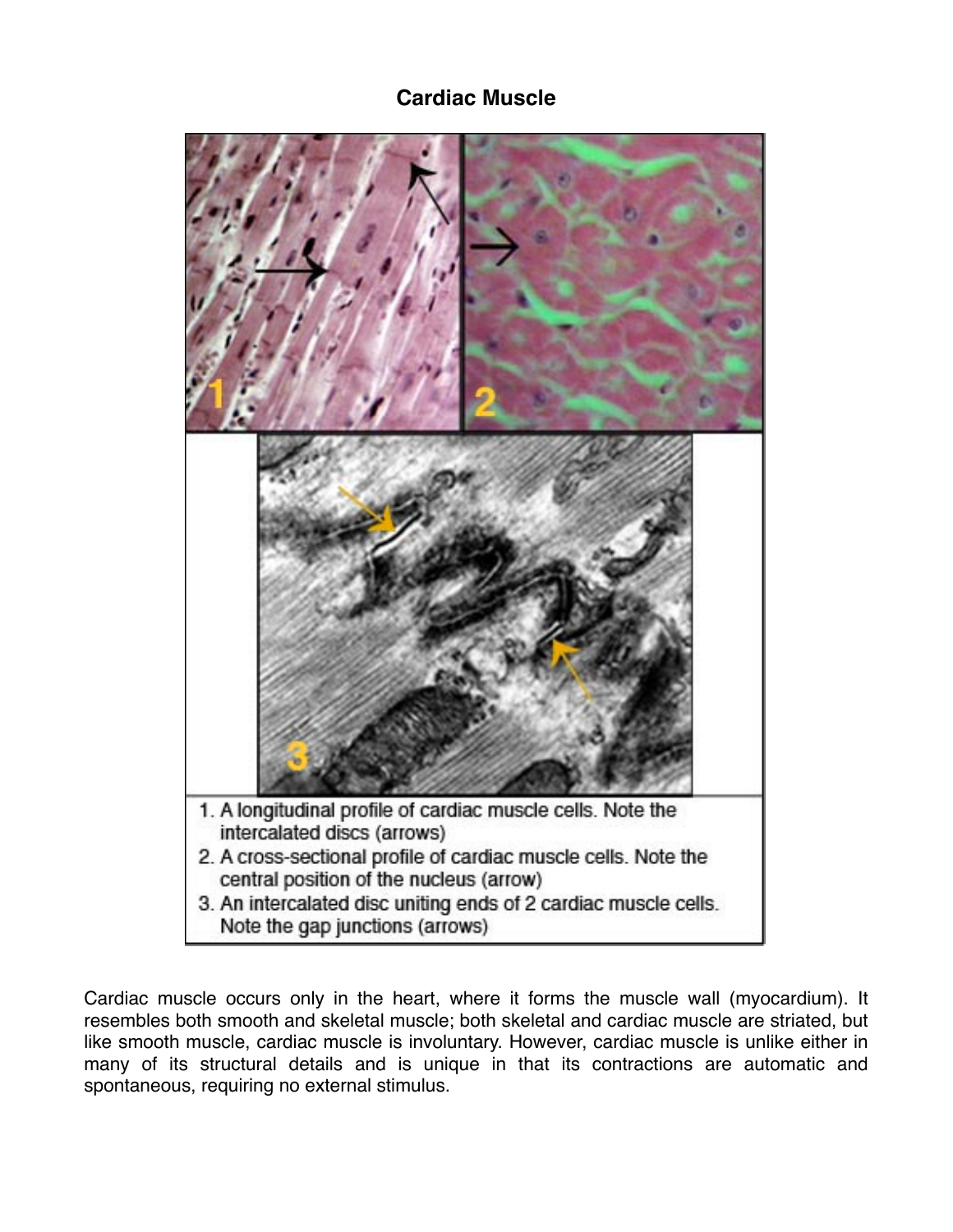# Cardiac Muscle

1. A longitudinal profile of cardiac muscle cells. Note the intercalated discs (arrows)
2. A cross-sectional profile of cardiac muscle cells. Note the central position of the nucleus (arrow)
3. An intercalated disc uniting ends of 2 cardiac muscle cells. Note the gap junctions (arrows)

Cardiac muscle occurs only in the heart, where it forms the muscle wall (myocardium). It resembles both smooth and skeletal muscle; both skeletal and cardiac muscle are striated, but like smooth muscle, cardiac muscle is involuntary. However, cardiac muscle is unlike either in many of its structural details and is unique in that its contractions are automatic and spontaneous, requiring no external stimulus.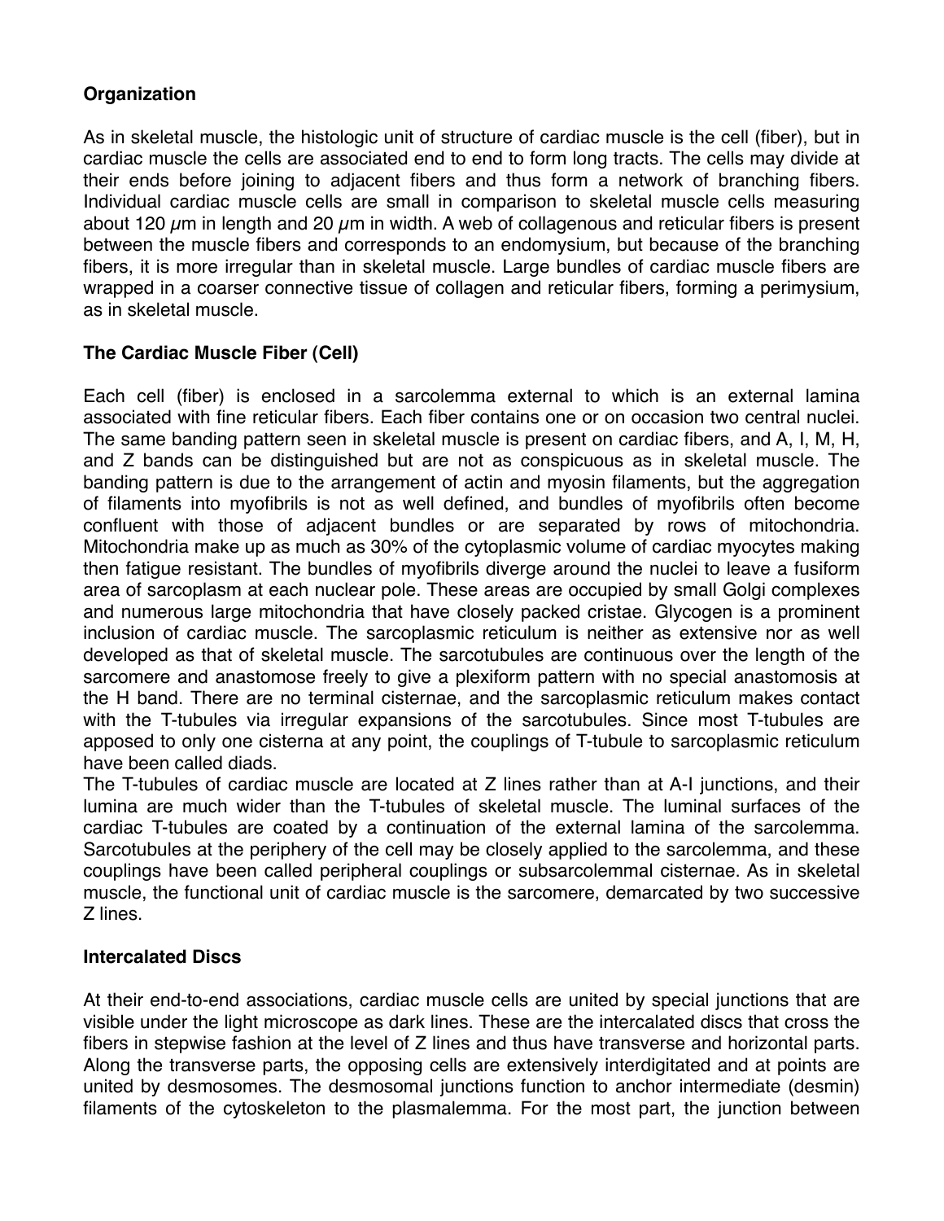## Organization

As in skeletal muscle, the histologic unit of structure of cardiac muscle is the cell (fiber), but in cardiac muscle the cells are associated end to end to form long tracts. The cells may divide at their ends before joining to adjacent fibers and thus form a network of branching fibers. Individual cardiac muscle cells are small in comparison to skeletal muscle cells measuring about 120 $\mu$m in length and 20 $\mu$m in width. A web of collagenous and reticular fibers is present between the muscle fibers and corresponds to an endomysium, but because of the branching fibers, it is more irregular than in skeletal muscle. Large bundles of cardiac muscle fibers are wrapped in a coarser connective tissue of collagen and reticular fibers, forming a perimysium, as in skeletal muscle.

## The Cardiac Muscle Fiber (Cell)

Each cell (fiber) is enclosed in a sarcolemma external to which is an external lamina associated with fine reticular fibers. Each fiber contains one or on occasion two central nuclei. The same banding pattern seen in skeletal muscle is present on cardiac fibers, and A, I, M, H, and Z bands can be distinguished but are not as conspicuous as in skeletal muscle. The banding pattern is due to the arrangement of actin and myosin filaments, but the aggregation of filaments into myofibrils is not as well defined, and bundles of myofibrils often become confluent with those of adjacent bundles or are separated by rows of mitochondria. Mitochondria make up as much as 30% of the cytoplasmic volume of cardiac myocytes making then fatigue resistant. The bundles of myofibrils diverge around the nuclei to leave a fusiform area of sarcoplasm at each nuclear pole. These areas are occupied by small Golgi complexes and numerous large mitochondria that have closely packed cristae. Glycogen is a prominent inclusion of cardiac muscle. The sarcoplasmic reticulum is neither as extensive nor as well developed as that of skeletal muscle. The sarcotubules are continuous over the length of the sarcomere and anastomose freely to give a plexiform pattern with no special anastomosis at the H band. There are no terminal cisternae, and the sarcoplasmic reticulum makes contact with the T-tubules via irregular expansions of the sarcotubules. Since most T-tubules are apposed to only one cisterna at any point, the couplings of T-tubule to sarcoplasmic reticulum have been called diads.

The T-tubules of cardiac muscle are located at Z lines rather than at A-I junctions, and their lumina are much wider than the T-tubules of skeletal muscle. The luminal surfaces of the cardiac T-tubules are coated by a continuation of the external lamina of the sarcolemma. Sarcotubules at the periphery of the cell may be closely applied to the sarcolemma, and these couplings have been called peripheral couplings or subsarcolemmal cisternae. As in skeletal muscle, the functional unit of cardiac muscle is the sarcomere, demarcated by two successive Z lines.

## Intercalated Discs

At their end-to-end associations, cardiac muscle cells are united by special junctions that are visible under the light microscope as dark lines. These are the intercalated discs that cross the fibers in stepwise fashion at the level of Z lines and thus have transverse and horizontal parts. Along the transverse parts, the opposing cells are extensively interdigitated and at points are united by desmosomes. The desmosomal junctions function to anchor intermediate (desmin) filaments of the cytoskeleton to the plasmalemma. For the most part, the junction between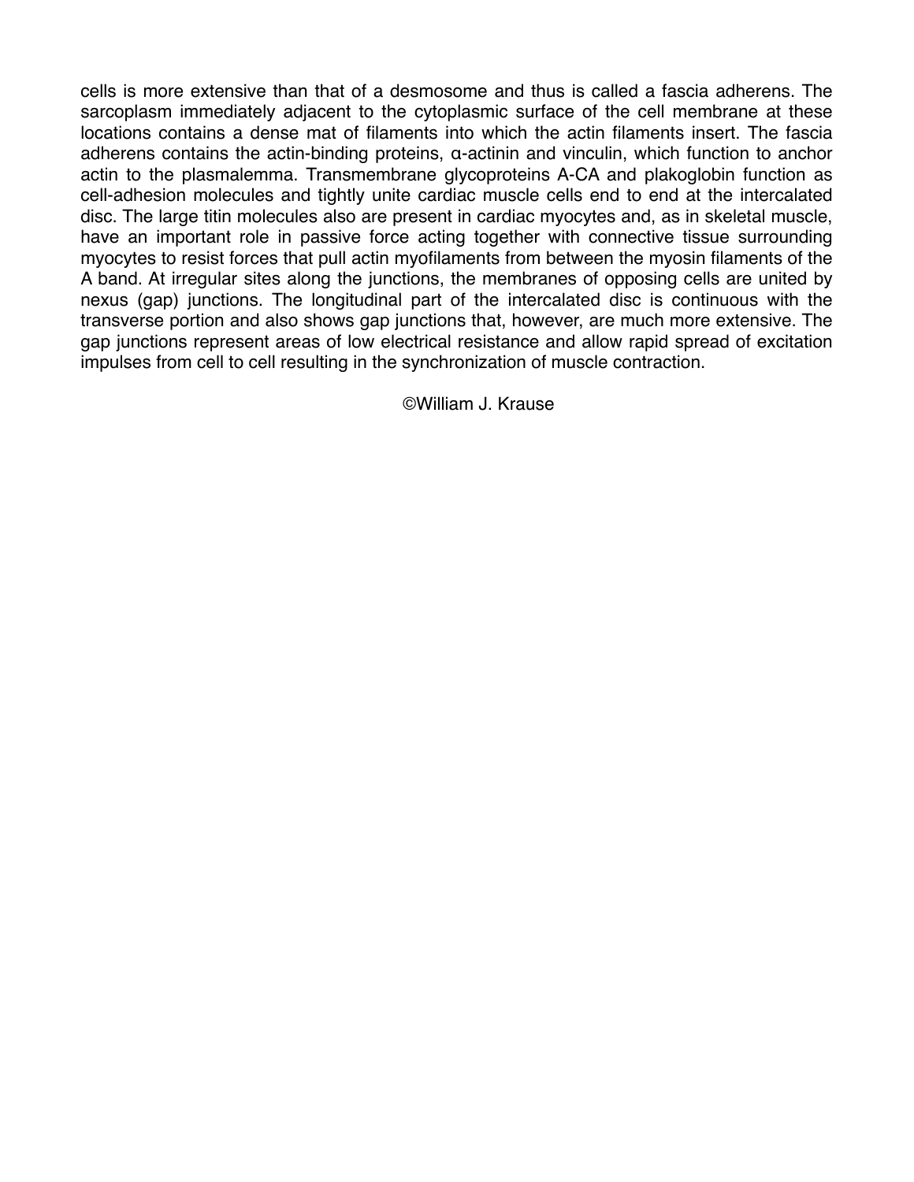cells is more extensive than that of a desmosome and thus is called a fascia adherens. The sarcoplasm immediately adjacent to the cytoplasmic surface of the cell membrane at these locations contains a dense mat of filaments into which the actin filaments insert. The fascia adherens contains the actin-binding proteins, α-actinin and vinculin, which function to anchor actin to the plasmalemma. Transmembrane glycoproteins A-CA and plakoglobin function as cell-adhesion molecules and tightly unite cardiac muscle cells end to end at the intercalated disc. The large titin molecules also are present in cardiac myocytes and, as in skeletal muscle, have an important role in passive force acting together with connective tissue surrounding myocytes to resist forces that pull actin myofilaments from between the myosin filaments of the A band. At irregular sites along the junctions, the membranes of opposing cells are united by nexus (gap) junctions. The longitudinal part of the intercalated disc is continuous with the transverse portion and also shows gap junctions that, however, are much more extensive. The gap junctions represent areas of low electrical resistance and allow rapid spread of excitation impulses from cell to cell resulting in the synchronization of muscle contraction.

©William J. Krause